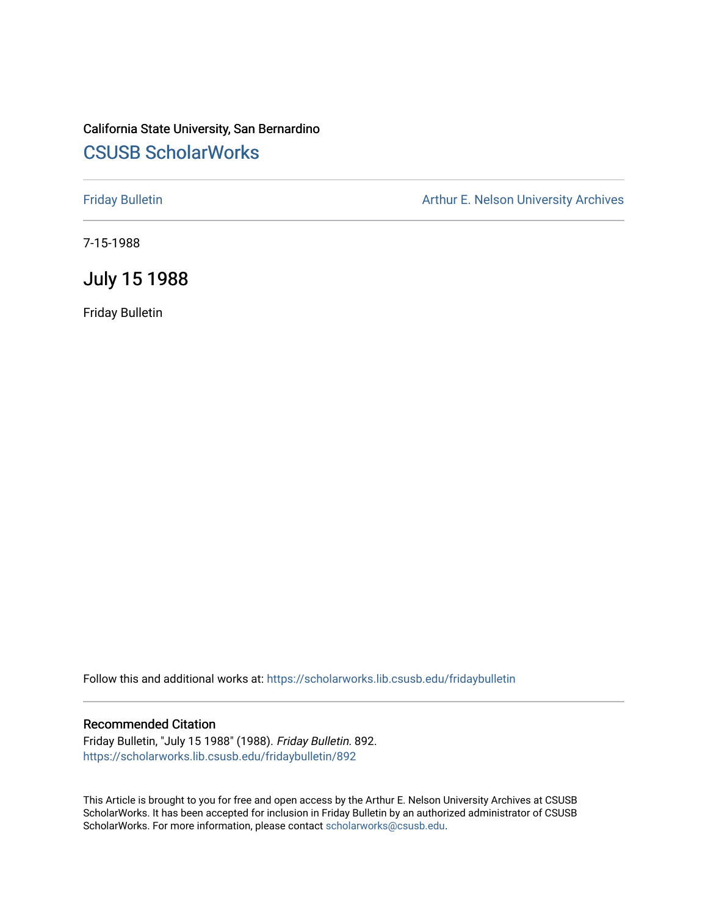California State University, San Bernardino

## CSUSB ScholarWorks

Friday Bulletin

Arthur E. Nelson University Archives

7-15-1988

# July 15 1988

Friday Bulletin

Follow this and additional works at: https://scholarworks.lib.csusb.edu/fridaybulletin

### Recommended Citation

Friday Bulletin, "July 15 1988" (1988). *Friday Bulletin*. 892.
https://scholarworks.lib.csusb.edu/fridaybulletin/892

This Article is brought to you for free and open access by the Arthur E. Nelson University Archives at CSUSB ScholarWorks. It has been accepted for inclusion in Friday Bulletin by an authorized administrator of CSUSB ScholarWorks. For more information, please contact scholarworks@csusb.edu.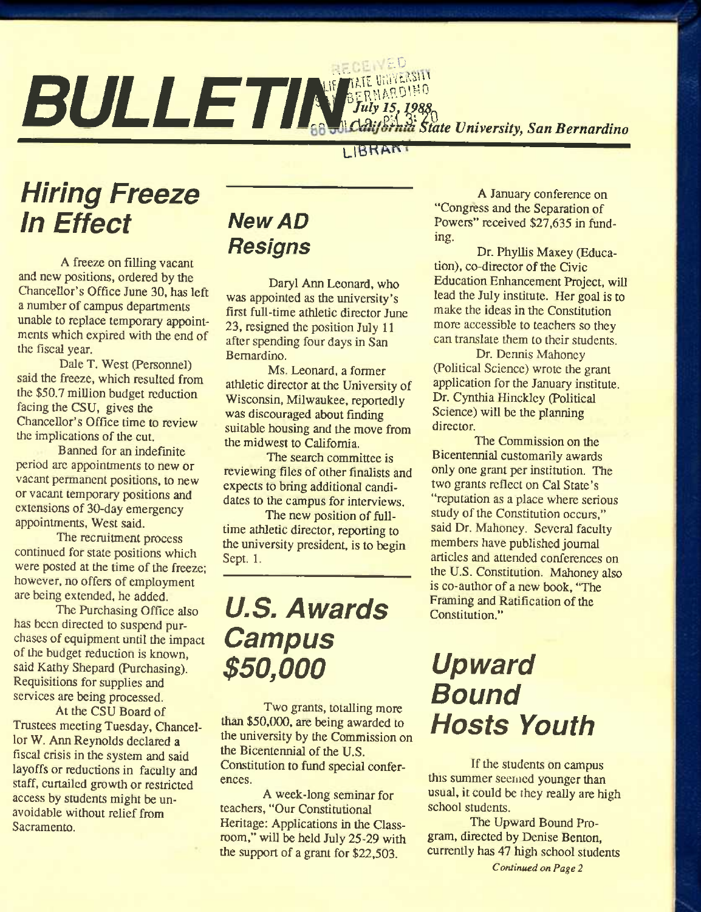# BULLETIN

*July 15, 1988* *California State University, San Bernardino*

## Hiring Freeze In Effect

A freeze on filling vacant and new positions, ordered by the Chancellor's Office June 30, has left a number of campus departments unable to replace temporary appointments which expired with the end of the fiscal year.

Dale T. West (Personnel) said the freeze, which resulted from the $50.7 million budget reduction facing the CSU, gives the Chancellor's Office time to review the implications of the cut.

Banned for an indefinite period are appointments to new or vacant permanent positions, to new or vacant temporary positions and extensions of 30-day emergency appointments, West said.

The recruitment process continued for state positions which were posted at the time of the freeze; however, no offers of employment are being extended, he added.

The Purchasing Office also has been directed to suspend purchases of equipment until the impact of the budget reduction is known, said Kathy Shepard (Purchasing). Requisitions for supplies and services are being processed.

At the CSU Board of Trustees meeting Tuesday, Chancellor W. Ann Reynolds declared a fiscal crisis in the system and said layoffs or reductions in faculty and staff, curtailed growth or restricted access by students might be unavoidable without relief from Sacramento.

## New AD Resigns

Daryl Ann Leonard, who was appointed as the university's first full-time athletic director June 23, resigned the position July 11 after spending four days in San Bernardino.

Ms. Leonard, a former athletic director at the University of Wisconsin, Milwaukee, reportedly was discouraged about finding suitable housing and the move from the midwest to California.

The search committee is reviewing files of other finalists and expects to bring additional candidates to the campus for interviews.

The new position of full-time athletic director, reporting to the university president, is to begin Sept. 1.

## U.S. Awards Campus $50,000

Two grants, totalling more than $50,000, are being awarded to the university by the Commission on the Bicentennial of the U.S. Constitution to fund special conferences.

A week-long seminar for teachers, "Our Constitutional Heritage: Applications in the Classroom," will be held July 25-29 with the support of a grant for $22,503.

A January conference on "Congress and the Separation of Powers" received $27,635 in funding.

Dr. Phyllis Maxey (Education), co-director of the Civic Education Enhancement Project, will lead the July institute. Her goal is to make the ideas in the Constitution more accessible to teachers so they can translate them to their students.

Dr. Dennis Mahoney (Political Science) wrote the grant application for the January institute. Dr. Cynthia Hinckley (Political Science) will be the planning director.

The Commission on the Bicentennial customarily awards only one grant per institution. The two grants reflect on Cal State's "reputation as a place where serious study of the Constitution occurs," said Dr. Mahoney. Several faculty members have published journal articles and attended conferences on the U.S. Constitution. Mahoney also is co-author of a new book, "The Framing and Ratification of the Constitution."

## Upward Bound Hosts Youth

If the students on campus this summer seemed younger than usual, it could be they really are high school students.

The Upward Bound Program, directed by Denise Benton, currently has 47 high school students

*Continued on Page 2*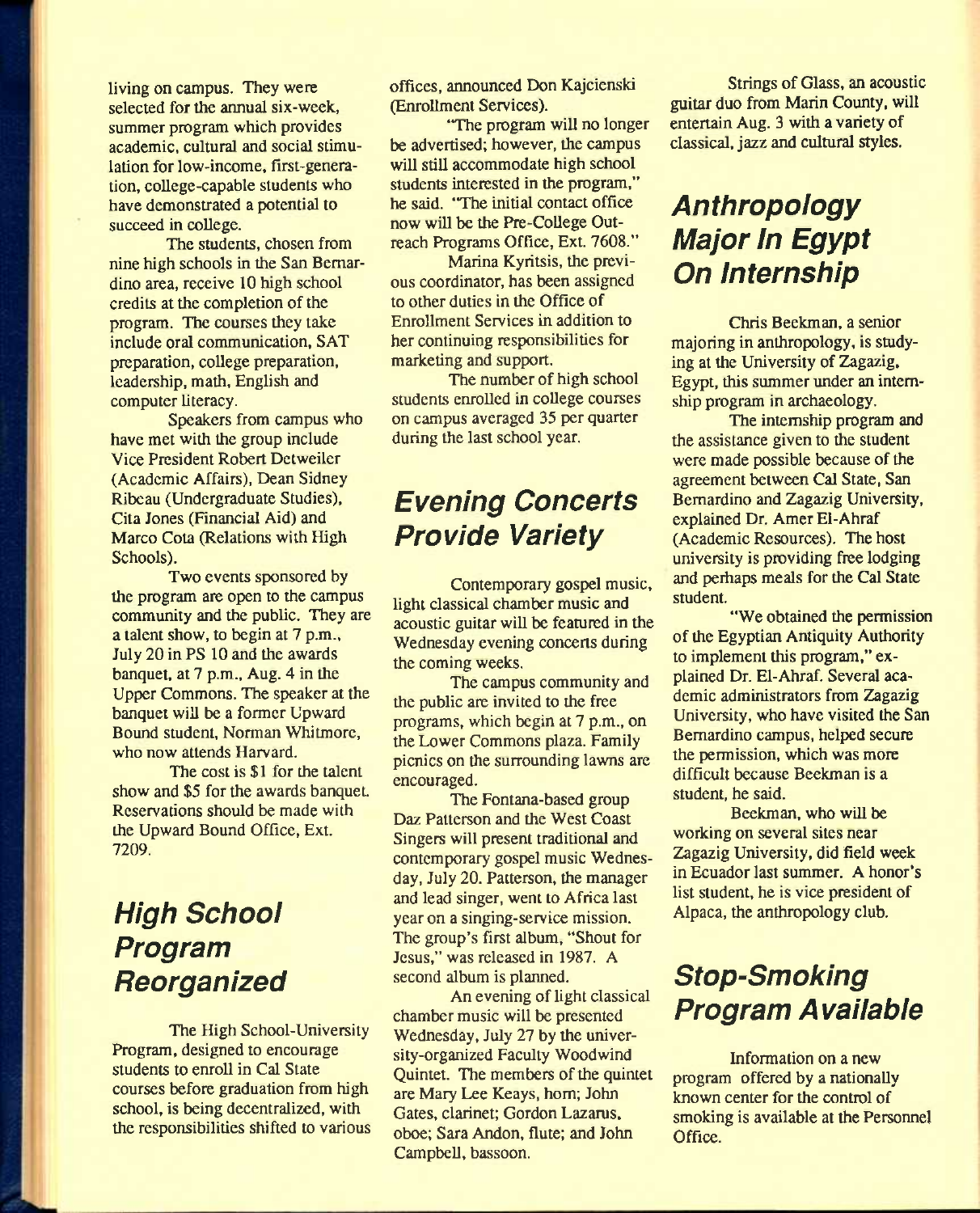living on campus. They were selected for the annual six-week, summer program which provides academic, cultural and social stimulation for low-income, first-generation, college-capable students who have demonstrated a potential to succeed in college.

The students, chosen from nine high schools in the San Bernardino area, receive 10 high school credits at the completion of the program. The courses they take include oral communication, SAT preparation, college preparation, leadership, math, English and computer literacy.

Speakers from campus who have met with the group include Vice President Robert Detweiler (Academic Affairs), Dean Sidney Ribeau (Undergraduate Studies), Cita Jones (Financial Aid) and Marco Cota (Relations with High Schools).

Two events sponsored by the program are open to the campus community and the public. They are a talent show, to begin at 7 p.m., July 20 in PS 10 and the awards banquet, at 7 p.m., Aug. 4 in the Upper Commons. The speaker at the banquet will be a former Upward Bound student, Norman Whitmore, who now attends Harvard.

The cost is $1 for the talent show and $5 for the awards banquet. Reservations should be made with the Upward Bound Office, Ext. 7209.

## High School Program Reorganized

The High School-University Program, designed to encourage students to enroll in Cal State courses before graduation from high school, is being decentralized, with the responsibilities shifted to various offices, announced Don Kajcienski (Enrollment Services).

"The program will no longer be advertised; however, the campus will still accommodate high school students interested in the program," he said. "The initial contact office now will be the Pre-College Outreach Programs Office, Ext. 7608."

Marina Kyritsis, the previous coordinator, has been assigned to other duties in the Office of Enrollment Services in addition to her continuing responsibilities for marketing and support.

The number of high school students enrolled in college courses on campus averaged 35 per quarter during the last school year.

## Evening Concerts Provide Variety

Contemporary gospel music, light classical chamber music and acoustic guitar will be featured in the Wednesday evening concerts during the coming weeks.

The campus community and the public are invited to the free programs, which begin at 7 p.m., on the Lower Commons plaza. Family picnics on the surrounding lawns are encouraged.

The Fontana-based group Daz Patterson and the West Coast Singers will present traditional and contemporary gospel music Wednesday, July 20. Patterson, the manager and lead singer, went to Africa last year on a singing-service mission. The group's first album, "Shout for Jesus," was released in 1987. A second album is planned.

An evening of light classical chamber music will be presented Wednesday, July 27 by the university-organized Faculty Woodwind Quintet. The members of the quintet are Mary Lee Keays, horn; John Gates, clarinet; Gordon Lazarus, oboe; Sara Andon, flute; and John Campbell, bassoon.

Strings of Glass, an acoustic guitar duo from Marin County, will entertain Aug. 3 with a variety of classical, jazz and cultural styles.

## Anthropology Major In Egypt On Internship

Chris Beekman, a senior majoring in anthropology, is studying at the University of Zagazig, Egypt, this summer under an internship program in archaeology.

The internship program and the assistance given to the student were made possible because of the agreement between Cal State, San Bernardino and Zagazig University, explained Dr. Amer El-Ahraf (Academic Resources). The host university is providing free lodging and perhaps meals for the Cal State student.

"We obtained the permission of the Egyptian Antiquity Authority to implement this program," explained Dr. El-Ahraf. Several academic administrators from Zagazig University, who have visited the San Bernardino campus, helped secure the permission, which was more difficult because Beekman is a student, he said.

Beekman, who will be working on several sites near Zagazig University, did field week in Ecuador last summer. A honor's list student, he is vice president of Alpaca, the anthropology club.

## Stop-Smoking Program Available

Information on a new program offered by a nationally known center for the control of smoking is available at the Personnel Office.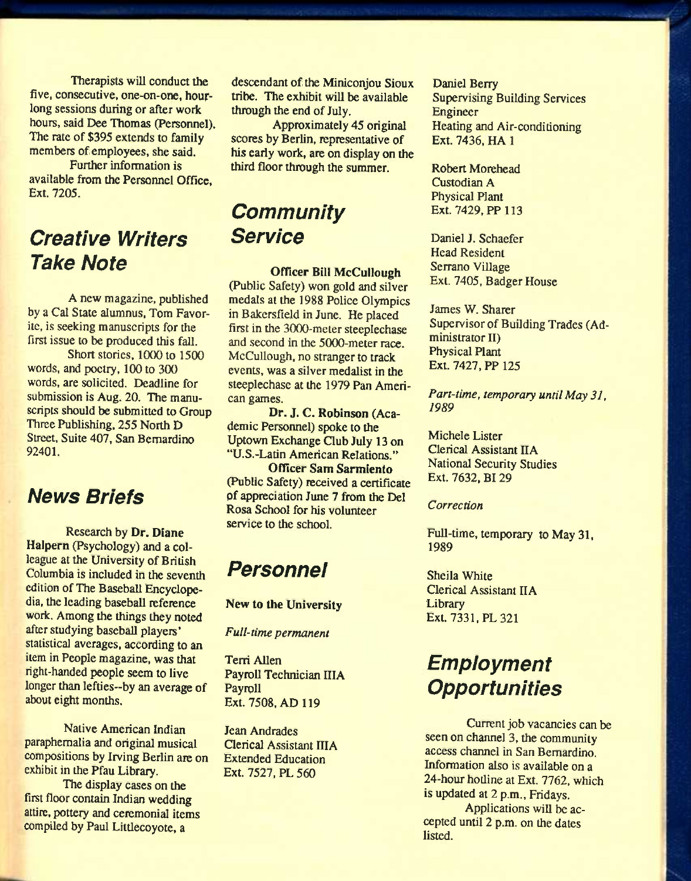Therapists will conduct the five, consecutive, one-on-one, hour-long sessions during or after work hours, said Dee Thomas (Personnel). The rate of $395 extends to family members of employees, she said.

Further information is available from the Personnel Office, Ext. 7205.

## Creative Writers Take Note

A new magazine, published by a Cal State alumnus, Tom Favorite, is seeking manuscripts for the first issue to be produced this fall.

Short stories, 1000 to 1500 words, and poetry, 100 to 300 words, are solicited. Deadline for submission is Aug. 20. The manuscripts should be submitted to Group Three Publishing, 255 North D Street, Suite 407, San Bernardino 92401.

## News Briefs

Research by **Dr. Diane Halpern** (Psychology) and a colleague at the University of British Columbia is included in the seventh edition of The Baseball Encyclopedia, the leading baseball reference work. Among the things they noted after studying baseball players' statistical averages, according to an item in People magazine, was that right-handed people seem to live longer than lefties--by an average of about eight months.

Native American Indian paraphernalia and original musical compositions by Irving Berlin are on exhibit in the Pfau Library.

The display cases on the first floor contain Indian wedding attire, pottery and ceremonial items compiled by Paul Littlecoyote, a descendant of the Miniconjou Sioux tribe. The exhibit will be available through the end of July.

Approximately 45 original scores by Berlin, representative of his early work, are on display on the third floor through the summer.

## Community Service

**Officer Bill McCullough** (Public Safety) won gold and silver medals at the 1988 Police Olympics in Bakersfield in June. He placed first in the 3000-meter steeplechase and second in the 5000-meter race. McCullough, no stranger to track events, was a silver medalist in the steeplechase at the 1979 Pan American games.

**Dr. J. C. Robinson** (Academic Personnel) spoke to the Uptown Exchange Club July 13 on "U.S.-Latin American Relations."

**Officer Sam Sarmiento** (Public Safety) received a certificate of appreciation June 7 from the Del Rosa School for his volunteer service to the school.

## Personnel

**New to the University**

*Full-time permanent*

Terri Allen
Payroll Technician IIIA
Payroll
Ext. 7508, AD 119

Jean Andrades
Clerical Assistant IIIA
Extended Education
Ext. 7527, PL 560

Daniel Berry
Supervising Building Services Engineer
Heating and Air-conditioning
Ext. 7436, HA 1

Robert Morehead
Custodian A
Physical Plant
Ext. 7429, PP 113

Daniel J. Schaefer
Head Resident
Serrano Village
Ext. 7405, Badger House

James W. Sharer
Supervisor of Building Trades (Administrator II)
Physical Plant
Ext. 7427, PP 125

*Part-time, temporary until May 31, 1989*

Michele Lister
Clerical Assistant IIA
National Security Studies
Ext. 7632, BI 29

*Correction*

Full-time, temporary to May 31, 1989

Sheila White
Clerical Assistant IIA
Library
Ext. 7331, PL 321

## Employment Opportunities

Current job vacancies can be seen on channel 3, the community access channel in San Bernardino. Information also is available on a 24-hour hotline at Ext. 7762, which is updated at 2 p.m., Fridays.

Applications will be accepted until 2 p.m. on the dates listed.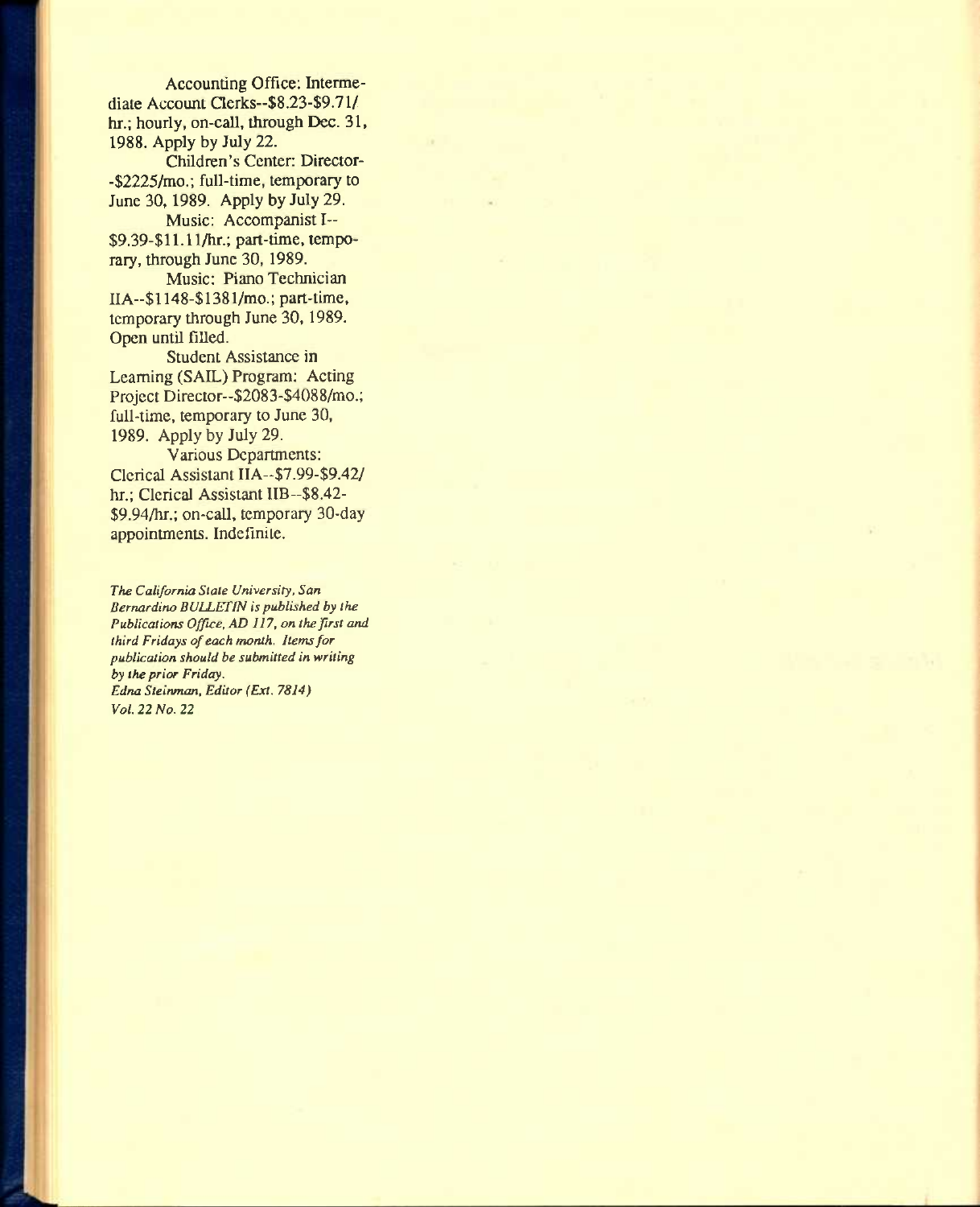Accounting Office: Intermediate Account Clerks--$8.23-$9.71/hr.; hourly, on-call, through Dec. 31, 1988. Apply by July 22.

Children's Center: Director--$2225/mo.; full-time, temporary to June 30, 1989. Apply by July 29.

Music: Accompanist I--$9.39-$11.11/hr.; part-time, temporary, through June 30, 1989.

Music: Piano Technician IIA--$1148-$1381/mo.; part-time, temporary through June 30, 1989. Open until filled.

Student Assistance in Learning (SAIL) Program: Acting Project Director--$2083-$4088/mo.; full-time, temporary to June 30, 1989. Apply by July 29.

Various Departments: Clerical Assistant IIA--$7.99-$9.42/hr.; Clerical Assistant IIB--$8.42-$9.94/hr.; on-call, temporary 30-day appointments. Indefinite.

*The California State University, San Bernardino BULLETIN is published by the Publications Office, AD 117, on the first and third Fridays of each month. Items for publication should be submitted in writing by the prior Friday.*
*Edna Steinman, Editor (Ext. 7814)*
*Vol. 22 No. 22*